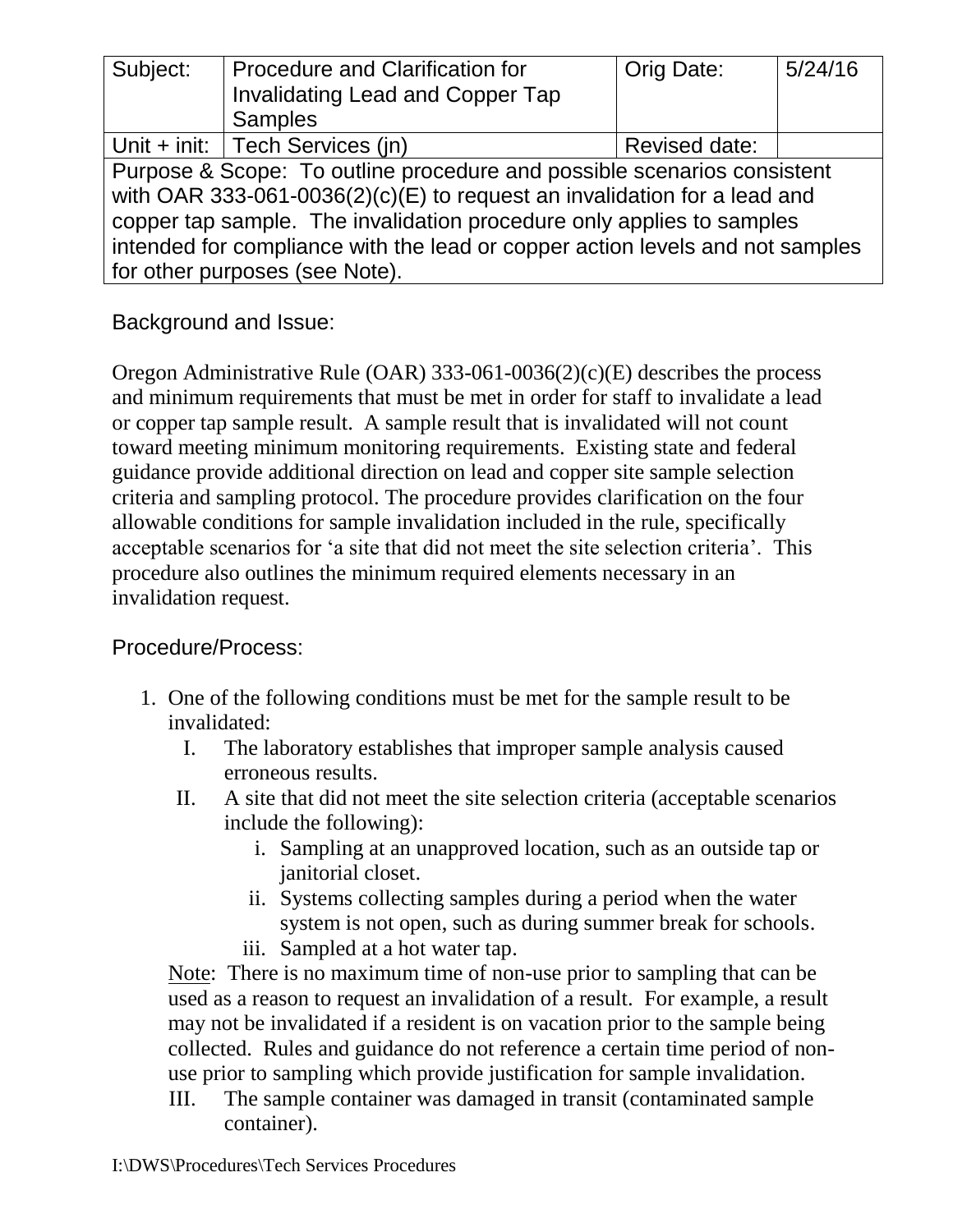| Subject: | Procedure and Clarification for Invalidating Lead and Copper Tap Samples | Orig Date: | 5/24/16 |
|---|---|---|---|
| Unit + init: | Tech Services (jn) | Revised date: | |
| Purpose & Scope: To outline procedure and possible scenarios consistent with OAR 333-061-0036(2)(c)(E) to request an invalidation for a lead and copper tap sample. The invalidation procedure only applies to samples intended for compliance with the lead or copper action levels and not samples for other purposes (see Note). | | | |

## Background and Issue:

Oregon Administrative Rule (OAR) 333-061-0036(2)(c)(E) describes the process and minimum requirements that must be met in order for staff to invalidate a lead or copper tap sample result. A sample result that is invalidated will not count toward meeting minimum monitoring requirements. Existing state and federal guidance provide additional direction on lead and copper site sample selection criteria and sampling protocol. The procedure provides clarification on the four allowable conditions for sample invalidation included in the rule, specifically acceptable scenarios for 'a site that did not meet the site selection criteria'. This procedure also outlines the minimum required elements necessary in an invalidation request.

## Procedure/Process:

1. One of the following conditions must be met for the sample result to be invalidated:
   - I. The laboratory establishes that improper sample analysis caused erroneous results.
   - II. A site that did not meet the site selection criteria (acceptable scenarios include the following):
     - i. Sampling at an unapproved location, such as an outside tap or janitorial closet.
     - ii. Systems collecting samples during a period when the water system is not open, such as during summer break for schools.
     - iii. Sampled at a hot water tap.

   <u>Note</u>: There is no maximum time of non-use prior to sampling that can be used as a reason to request an invalidation of a result. For example, a result may not be invalidated if a resident is on vacation prior to the sample being collected. Rules and guidance do not reference a certain time period of non-use prior to sampling which provide justification for sample invalidation.

   - III. The sample container was damaged in transit (contaminated sample container).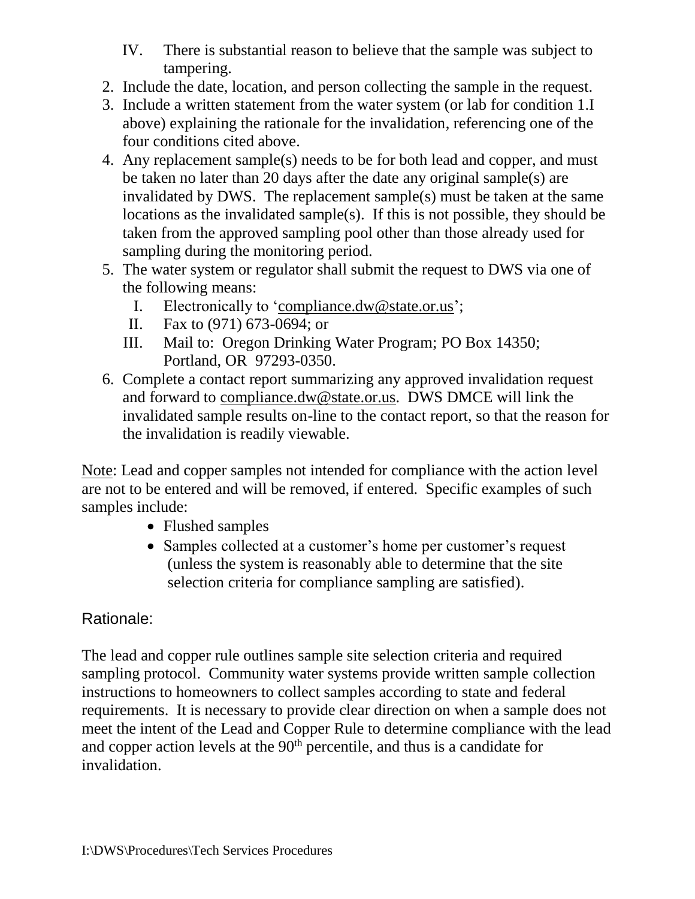IV. There is substantial reason to believe that the sample was subject to tampering.

2. Include the date, location, and person collecting the sample in the request.
3. Include a written statement from the water system (or lab for condition 1.I above) explaining the rationale for the invalidation, referencing one of the four conditions cited above.
4. Any replacement sample(s) needs to be for both lead and copper, and must be taken no later than 20 days after the date any original sample(s) are invalidated by DWS. The replacement sample(s) must be taken at the same locations as the invalidated sample(s). If this is not possible, they should be taken from the approved sampling pool other than those already used for sampling during the monitoring period.
5. The water system or regulator shall submit the request to DWS via one of the following means:
   - I. Electronically to 'compliance.dw@state.or.us';
   - II. Fax to (971) 673-0694; or
   - III. Mail to: Oregon Drinking Water Program; PO Box 14350; Portland, OR 97293-0350.
6. Complete a contact report summarizing any approved invalidation request and forward to compliance.dw@state.or.us. DWS DMCE will link the invalidated sample results on-line to the contact report, so that the reason for the invalidation is readily viewable.

Note: Lead and copper samples not intended for compliance with the action level are not to be entered and will be removed, if entered. Specific examples of such samples include:

- Flushed samples
- Samples collected at a customer's home per customer's request (unless the system is reasonably able to determine that the site selection criteria for compliance sampling are satisfied).

## Rationale:

The lead and copper rule outlines sample site selection criteria and required sampling protocol. Community water systems provide written sample collection instructions to homeowners to collect samples according to state and federal requirements. It is necessary to provide clear direction on when a sample does not meet the intent of the Lead and Copper Rule to determine compliance with the lead and copper action levels at the $90^{th}$ percentile, and thus is a candidate for invalidation.